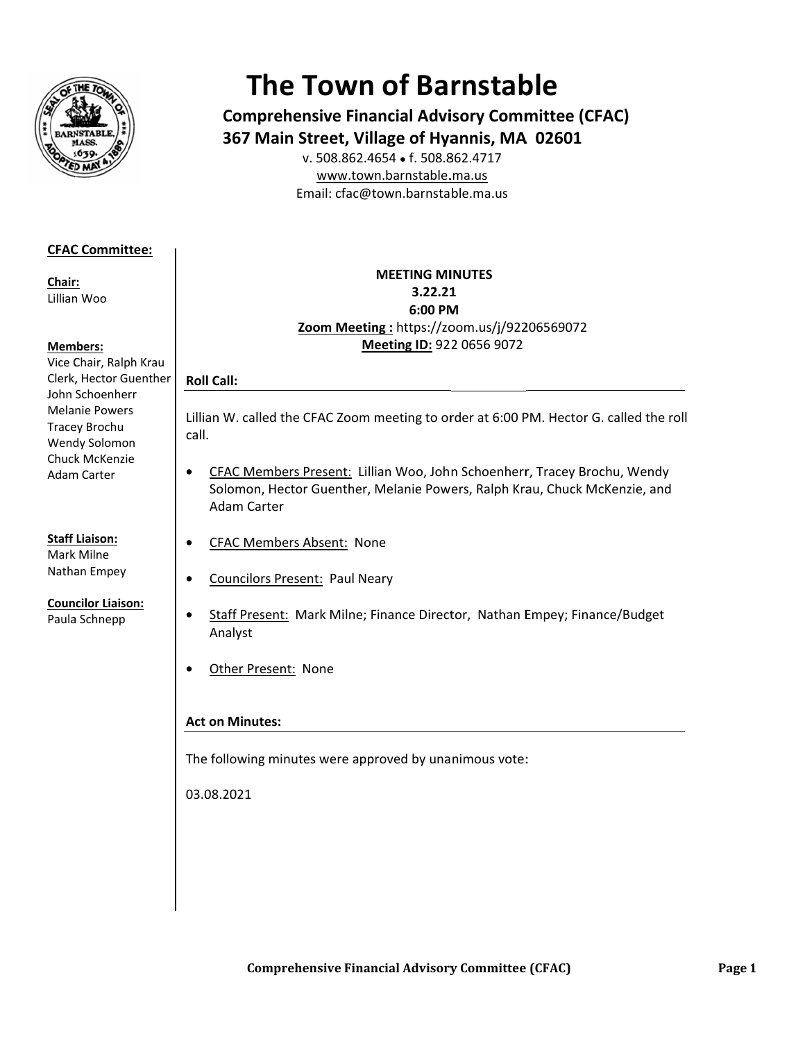# The Town of Barnstable

**Comprehensive Financial Advisory Committee (CFAC)**
**367 Main Street, Village of Hyannis, MA 02601**

v. 508.862.4654 • f. 508.862.4717
www.town.barnstable.ma.us
Email: cfac@town.barnstable.ma.us

**CFAC Committee:**

**Chair:**
Lillian Woo

**Members:**
Vice Chair, Ralph Krau
Clerk, Hector Guenther
John Schoenherr
Melanie Powers
Tracey Brochu
Wendy Solomon
Chuck McKenzie
Adam Carter

**Staff Liaison:**
Mark Milne
Nathan Empey

**Councilor Liaison:**
Paula Schnepp

**MEETING MINUTES**
**3.22.21**
**6:00 PM**
**Zoom Meeting :** https://zoom.us/j/92206569072
**Meeting ID:** 922 0656 9072

## Roll Call:

Lillian W. called the CFAC Zoom meeting to order at 6:00 PM. Hector G. called the roll call.

- CFAC Members Present: Lillian Woo, John Schoenherr, Tracey Brochu, Wendy Solomon, Hector Guenther, Melanie Powers, Ralph Krau, Chuck McKenzie, and Adam Carter
- CFAC Members Absent: None
- Councilors Present: Paul Neary
- Staff Present: Mark Milne; Finance Director, Nathan Empey; Finance/Budget Analyst
- Other Present: None

## Act on Minutes:

The following minutes were approved by unanimous vote:

03.08.2021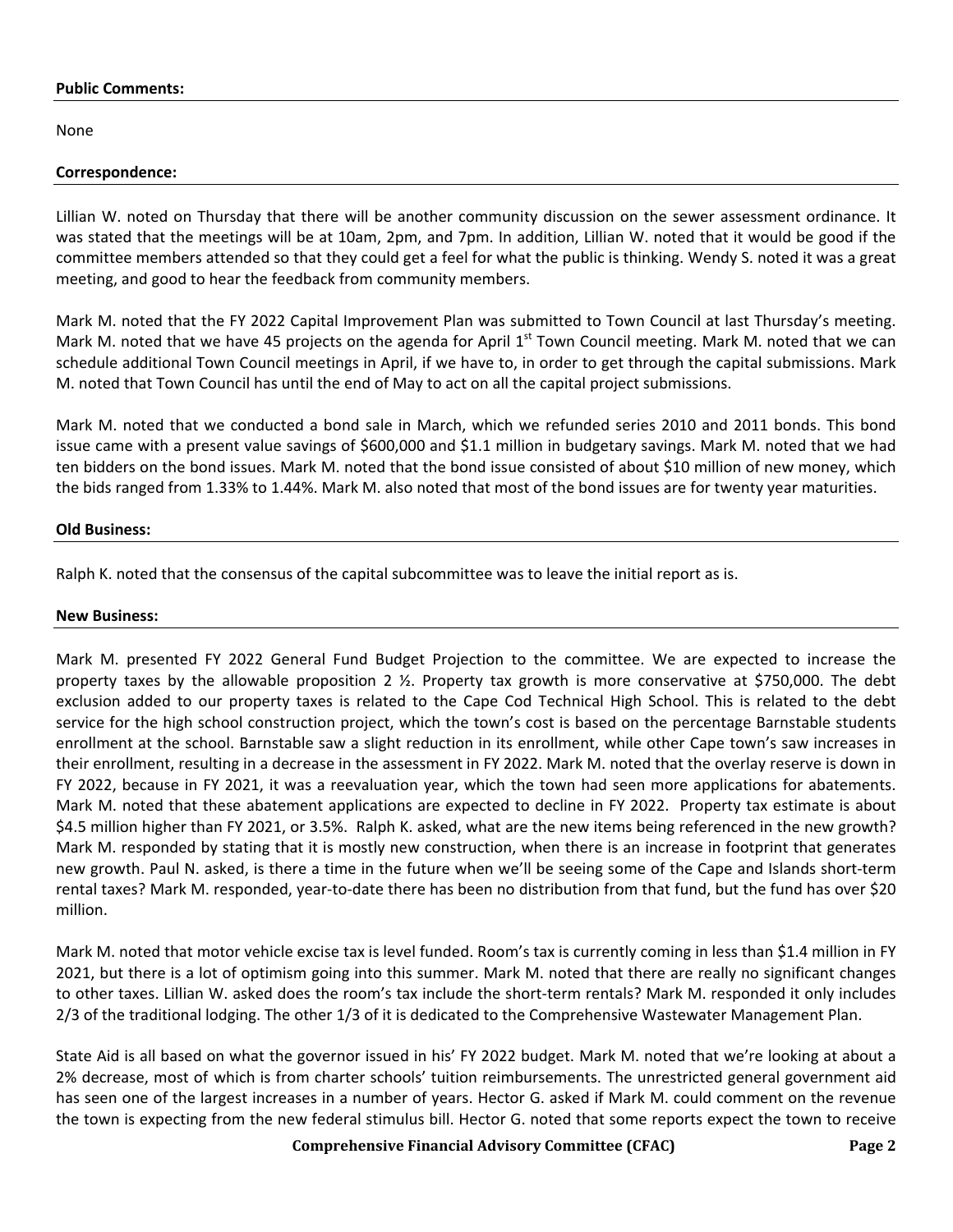**Public Comments:**

None

**Correspondence:**

Lillian W. noted on Thursday that there will be another community discussion on the sewer assessment ordinance. It was stated that the meetings will be at 10am, 2pm, and 7pm. In addition, Lillian W. noted that it would be good if the committee members attended so that they could get a feel for what the public is thinking. Wendy S. noted it was a great meeting, and good to hear the feedback from community members.

Mark M. noted that the FY 2022 Capital Improvement Plan was submitted to Town Council at last Thursday's meeting. Mark M. noted that we have 45 projects on the agenda for April 1st Town Council meeting. Mark M. noted that we can schedule additional Town Council meetings in April, if we have to, in order to get through the capital submissions. Mark M. noted that Town Council has until the end of May to act on all the capital project submissions.

Mark M. noted that we conducted a bond sale in March, which we refunded series 2010 and 2011 bonds. This bond issue came with a present value savings of $600,000 and $1.1 million in budgetary savings. Mark M. noted that we had ten bidders on the bond issues. Mark M. noted that the bond issue consisted of about $10 million of new money, which the bids ranged from 1.33% to 1.44%. Mark M. also noted that most of the bond issues are for twenty year maturities.

**Old Business:**

Ralph K. noted that the consensus of the capital subcommittee was to leave the initial report as is.

**New Business:**

Mark M. presented FY 2022 General Fund Budget Projection to the committee. We are expected to increase the property taxes by the allowable proposition 2 ½. Property tax growth is more conservative at $750,000. The debt exclusion added to our property taxes is related to the Cape Cod Technical High School. This is related to the debt service for the high school construction project, which the town's cost is based on the percentage Barnstable students enrollment at the school. Barnstable saw a slight reduction in its enrollment, while other Cape town's saw increases in their enrollment, resulting in a decrease in the assessment in FY 2022. Mark M. noted that the overlay reserve is down in FY 2022, because in FY 2021, it was a reevaluation year, which the town had seen more applications for abatements. Mark M. noted that these abatement applications are expected to decline in FY 2022. Property tax estimate is about $4.5 million higher than FY 2021, or 3.5%. Ralph K. asked, what are the new items being referenced in the new growth? Mark M. responded by stating that it is mostly new construction, when there is an increase in footprint that generates new growth. Paul N. asked, is there a time in the future when we'll be seeing some of the Cape and Islands short-term rental taxes? Mark M. responded, year-to-date there has been no distribution from that fund, but the fund has over $20 million.

Mark M. noted that motor vehicle excise tax is level funded. Room's tax is currently coming in less than $1.4 million in FY 2021, but there is a lot of optimism going into this summer. Mark M. noted that there are really no significant changes to other taxes. Lillian W. asked does the room's tax include the short-term rentals? Mark M. responded it only includes 2/3 of the traditional lodging. The other 1/3 of it is dedicated to the Comprehensive Wastewater Management Plan.

State Aid is all based on what the governor issued in his' FY 2022 budget. Mark M. noted that we're looking at about a 2% decrease, most of which is from charter schools' tuition reimbursements. The unrestricted general government aid has seen one of the largest increases in a number of years. Hector G. asked if Mark M. could comment on the revenue the town is expecting from the new federal stimulus bill. Hector G. noted that some reports expect the town to receive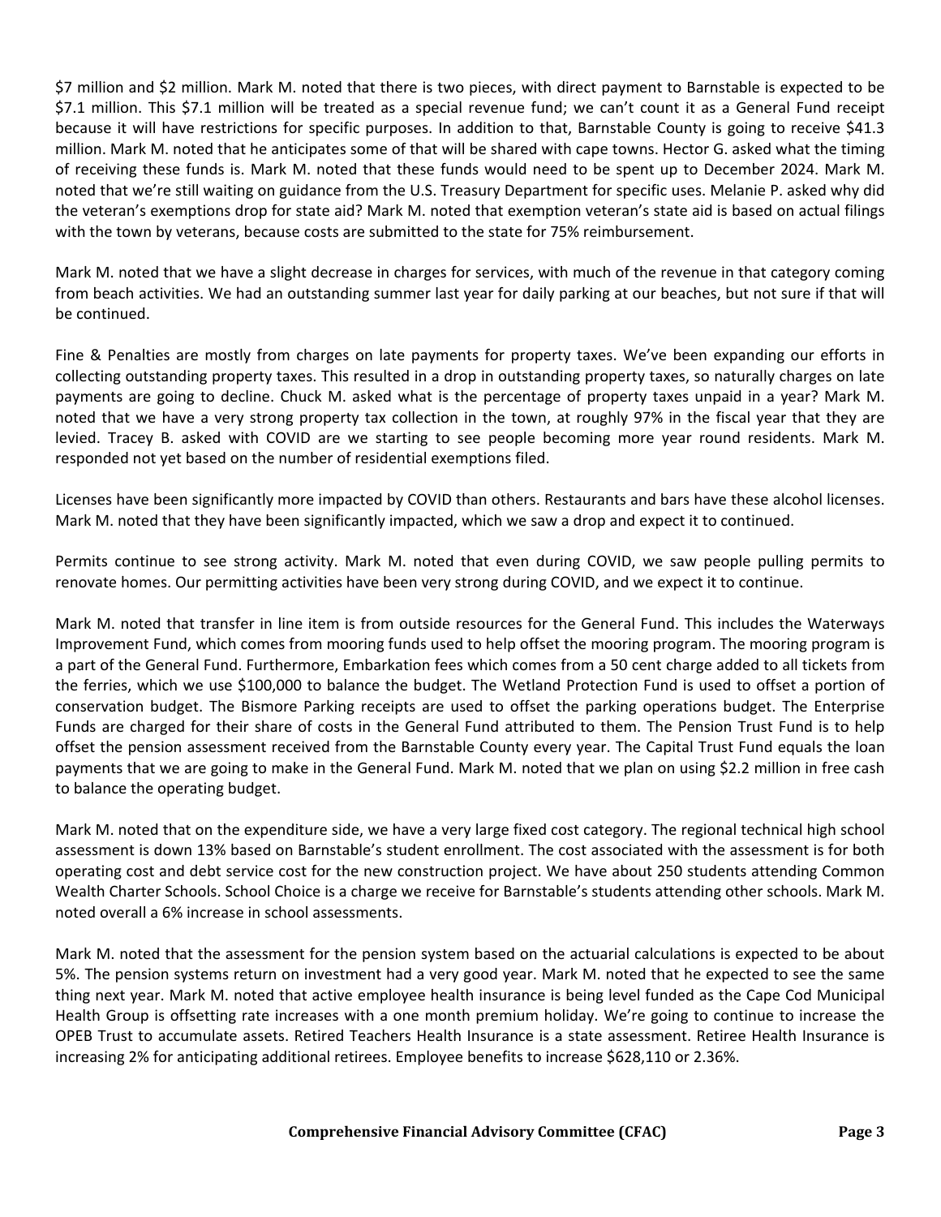$7 million and $2 million. Mark M. noted that there is two pieces, with direct payment to Barnstable is expected to be $7.1 million. This $7.1 million will be treated as a special revenue fund; we can't count it as a General Fund receipt because it will have restrictions for specific purposes. In addition to that, Barnstable County is going to receive $41.3 million. Mark M. noted that he anticipates some of that will be shared with cape towns. Hector G. asked what the timing of receiving these funds is. Mark M. noted that these funds would need to be spent up to December 2024. Mark M. noted that we're still waiting on guidance from the U.S. Treasury Department for specific uses. Melanie P. asked why did the veteran's exemptions drop for state aid? Mark M. noted that exemption veteran's state aid is based on actual filings with the town by veterans, because costs are submitted to the state for 75% reimbursement.

Mark M. noted that we have a slight decrease in charges for services, with much of the revenue in that category coming from beach activities. We had an outstanding summer last year for daily parking at our beaches, but not sure if that will be continued.

Fine & Penalties are mostly from charges on late payments for property taxes. We've been expanding our efforts in collecting outstanding property taxes. This resulted in a drop in outstanding property taxes, so naturally charges on late payments are going to decline. Chuck M. asked what is the percentage of property taxes unpaid in a year? Mark M. noted that we have a very strong property tax collection in the town, at roughly 97% in the fiscal year that they are levied. Tracey B. asked with COVID are we starting to see people becoming more year round residents. Mark M. responded not yet based on the number of residential exemptions filed.

Licenses have been significantly more impacted by COVID than others. Restaurants and bars have these alcohol licenses. Mark M. noted that they have been significantly impacted, which we saw a drop and expect it to continued.

Permits continue to see strong activity. Mark M. noted that even during COVID, we saw people pulling permits to renovate homes. Our permitting activities have been very strong during COVID, and we expect it to continue.

Mark M. noted that transfer in line item is from outside resources for the General Fund. This includes the Waterways Improvement Fund, which comes from mooring funds used to help offset the mooring program. The mooring program is a part of the General Fund. Furthermore, Embarkation fees which comes from a 50 cent charge added to all tickets from the ferries, which we use $100,000 to balance the budget. The Wetland Protection Fund is used to offset a portion of conservation budget. The Bismore Parking receipts are used to offset the parking operations budget. The Enterprise Funds are charged for their share of costs in the General Fund attributed to them. The Pension Trust Fund is to help offset the pension assessment received from the Barnstable County every year. The Capital Trust Fund equals the loan payments that we are going to make in the General Fund. Mark M. noted that we plan on using $2.2 million in free cash to balance the operating budget.

Mark M. noted that on the expenditure side, we have a very large fixed cost category. The regional technical high school assessment is down 13% based on Barnstable's student enrollment. The cost associated with the assessment is for both operating cost and debt service cost for the new construction project. We have about 250 students attending Common Wealth Charter Schools. School Choice is a charge we receive for Barnstable's students attending other schools. Mark M. noted overall a 6% increase in school assessments.

Mark M. noted that the assessment for the pension system based on the actuarial calculations is expected to be about 5%. The pension systems return on investment had a very good year. Mark M. noted that he expected to see the same thing next year. Mark M. noted that active employee health insurance is being level funded as the Cape Cod Municipal Health Group is offsetting rate increases with a one month premium holiday. We're going to continue to increase the OPEB Trust to accumulate assets. Retired Teachers Health Insurance is a state assessment. Retiree Health Insurance is increasing 2% for anticipating additional retirees. Employee benefits to increase $628,110 or 2.36%.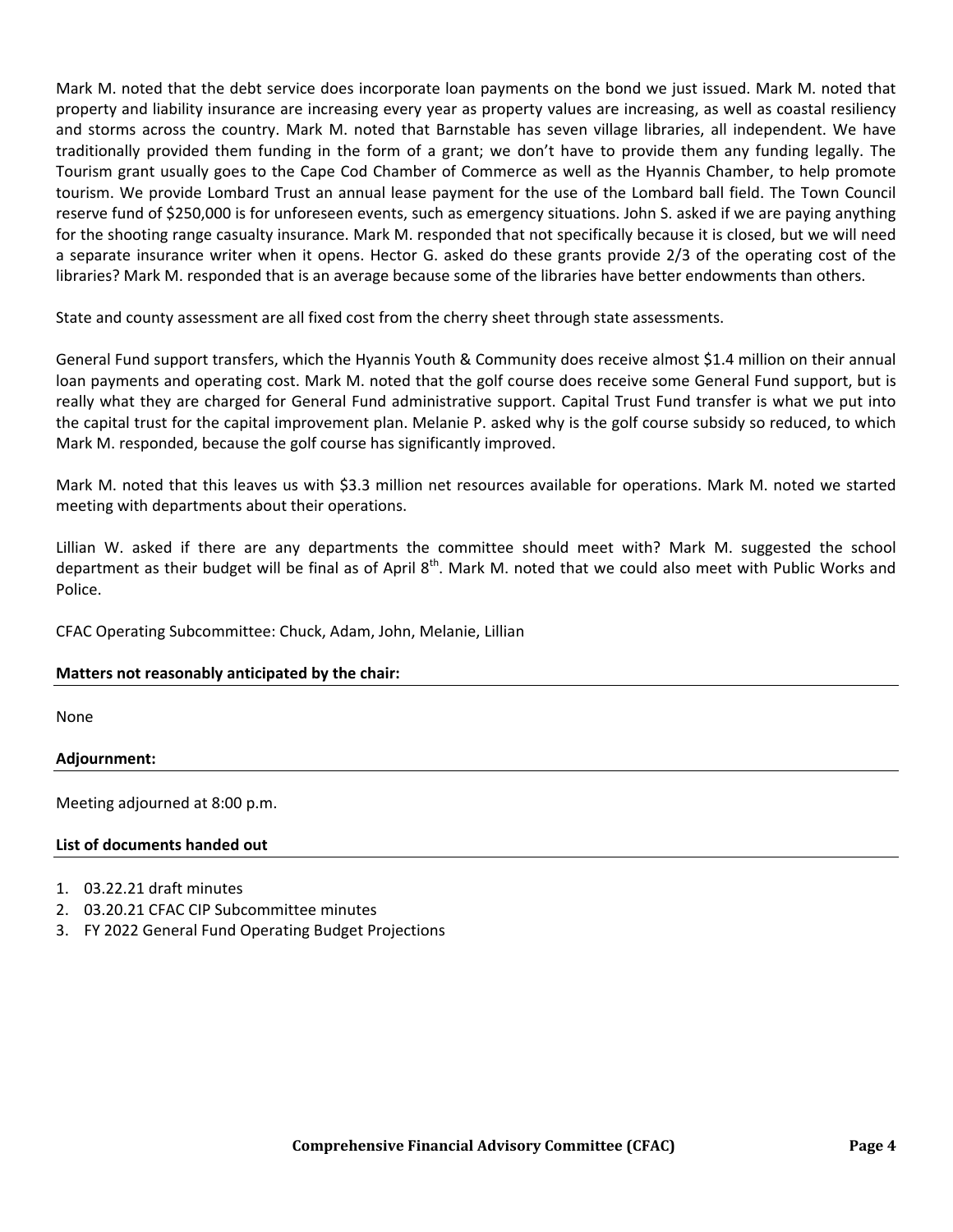Mark M. noted that the debt service does incorporate loan payments on the bond we just issued. Mark M. noted that property and liability insurance are increasing every year as property values are increasing, as well as coastal resiliency and storms across the country. Mark M. noted that Barnstable has seven village libraries, all independent. We have traditionally provided them funding in the form of a grant; we don't have to provide them any funding legally. The Tourism grant usually goes to the Cape Cod Chamber of Commerce as well as the Hyannis Chamber, to help promote tourism. We provide Lombard Trust an annual lease payment for the use of the Lombard ball field. The Town Council reserve fund of $250,000 is for unforeseen events, such as emergency situations. John S. asked if we are paying anything for the shooting range casualty insurance. Mark M. responded that not specifically because it is closed, but we will need a separate insurance writer when it opens. Hector G. asked do these grants provide 2/3 of the operating cost of the libraries? Mark M. responded that is an average because some of the libraries have better endowments than others.

State and county assessment are all fixed cost from the cherry sheet through state assessments.

General Fund support transfers, which the Hyannis Youth & Community does receive almost $1.4 million on their annual loan payments and operating cost. Mark M. noted that the golf course does receive some General Fund support, but is really what they are charged for General Fund administrative support. Capital Trust Fund transfer is what we put into the capital trust for the capital improvement plan. Melanie P. asked why is the golf course subsidy so reduced, to which Mark M. responded, because the golf course has significantly improved.

Mark M. noted that this leaves us with $3.3 million net resources available for operations. Mark M. noted we started meeting with departments about their operations.

Lillian W. asked if there are any departments the committee should meet with? Mark M. suggested the school department as their budget will be final as of April 8th. Mark M. noted that we could also meet with Public Works and Police.

CFAC Operating Subcommittee: Chuck, Adam, John, Melanie, Lillian

**Matters not reasonably anticipated by the chair:**

None

**Adjournment:**

Meeting adjourned at 8:00 p.m.

**List of documents handed out**

1. 03.22.21 draft minutes
2. 03.20.21 CFAC CIP Subcommittee minutes
3. FY 2022 General Fund Operating Budget Projections